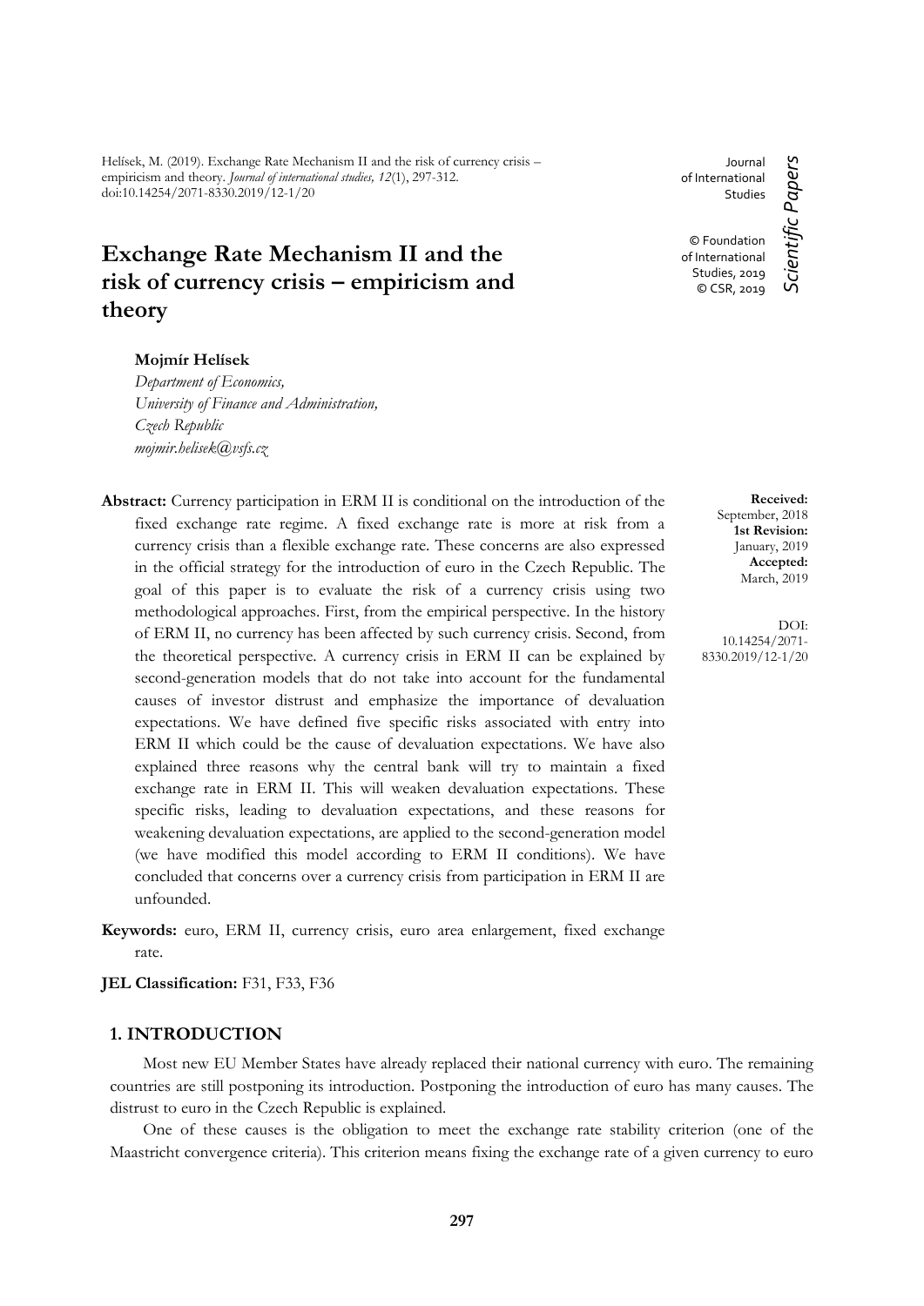Helísek, M. (2019). Exchange Rate Mechanism II and the risk of currency crisis – empiricism and theory. *Journal of international studies, 12*(1), 297-312. doi:10.14254/2071-8330.2019/12-1/20

Journal of International Studies

© Foundation of International Studies, 2019
© CSR, 2019

*Scientific Papers*

# Exchange Rate Mechanism II and the risk of currency crisis – empiricism and theory

**Mojmír Helísek**
*Department of Economics,*
*University of Finance and Administration,*
*Czech Republic*
*mojmir.helisek@vsfs.cz*

**Received:** September, 2018
**1st Revision:** January, 2019
**Accepted:** March, 2019

DOI: 10.14254/2071-8330.2019/12-1/20

**Abstract:** Currency participation in ERM II is conditional on the introduction of the fixed exchange rate regime. A fixed exchange rate is more at risk from a currency crisis than a flexible exchange rate. These concerns are also expressed in the official strategy for the introduction of euro in the Czech Republic. The goal of this paper is to evaluate the risk of a currency crisis using two methodological approaches. First, from the empirical perspective. In the history of ERM II, no currency has been affected by such currency crisis. Second, from the theoretical perspective. A currency crisis in ERM II can be explained by second-generation models that do not take into account for the fundamental causes of investor distrust and emphasize the importance of devaluation expectations. We have defined five specific risks associated with entry into ERM II which could be the cause of devaluation expectations. We have also explained three reasons why the central bank will try to maintain a fixed exchange rate in ERM II. This will weaken devaluation expectations. These specific risks, leading to devaluation expectations, and these reasons for weakening devaluation expectations, are applied to the second-generation model (we have modified this model according to ERM II conditions). We have concluded that concerns over a currency crisis from participation in ERM II are unfounded.

**Keywords:** euro, ERM II, currency crisis, euro area enlargement, fixed exchange rate.

**JEL Classification:** F31, F33, F36

## 1. INTRODUCTION

Most new EU Member States have already replaced their national currency with euro. The remaining countries are still postponing its introduction. Postponing the introduction of euro has many causes. The distrust to euro in the Czech Republic is explained.

One of these causes is the obligation to meet the exchange rate stability criterion (one of the Maastricht convergence criteria). This criterion means fixing the exchange rate of a given currency to euro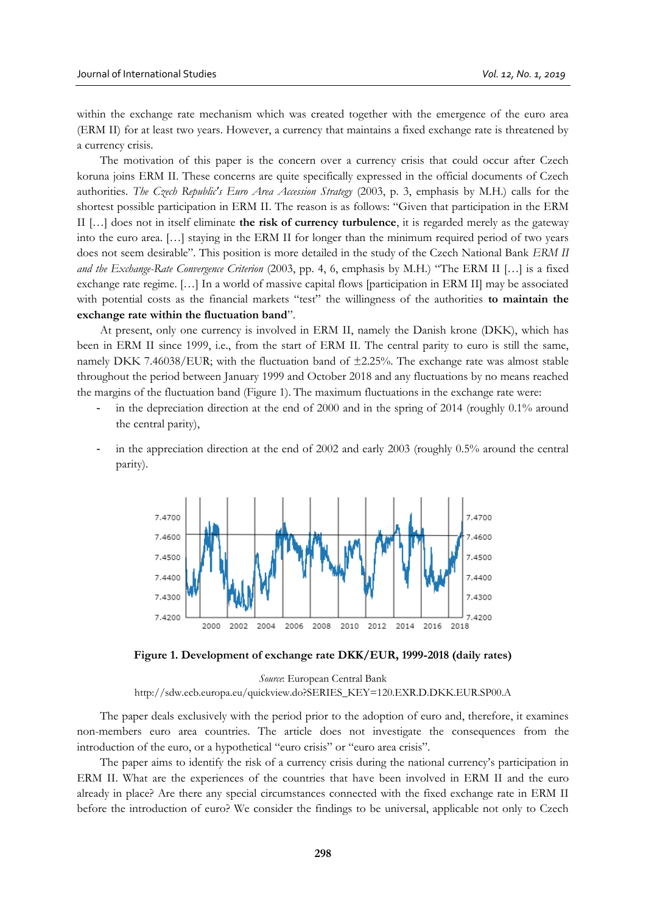within the exchange rate mechanism which was created together with the emergence of the euro area (ERM II) for at least two years. However, a currency that maintains a fixed exchange rate is threatened by a currency crisis.

The motivation of this paper is the concern over a currency crisis that could occur after Czech koruna joins ERM II. These concerns are quite specifically expressed in the official documents of Czech authorities. *The Czech Republic's Euro Area Accession Strategy* (2003, p. 3, emphasis by M.H.) calls for the shortest possible participation in ERM II. The reason is as follows: "Given that participation in the ERM II […] does not in itself eliminate **the risk of currency turbulence**, it is regarded merely as the gateway into the euro area. […] staying in the ERM II for longer than the minimum required period of two years does not seem desirable". This position is more detailed in the study of the Czech National Bank *ERM II and the Exchange-Rate Convergence Criterion* (2003, pp. 4, 6, emphasis by M.H.) "The ERM II […] is a fixed exchange rate regime. […] In a world of massive capital flows [participation in ERM II] may be associated with potential costs as the financial markets "test" the willingness of the authorities **to maintain the exchange rate within the fluctuation band**".

At present, only one currency is involved in ERM II, namely the Danish krone (DKK), which has been in ERM II since 1999, i.e., from the start of ERM II. The central parity to euro is still the same, namely DKK 7.46038/EUR; with the fluctuation band of ±2.25%. The exchange rate was almost stable throughout the period between January 1999 and October 2018 and any fluctuations by no means reached the margins of the fluctuation band (Figure 1). The maximum fluctuations in the exchange rate were:

- in the depreciation direction at the end of 2000 and in the spring of 2014 (roughly 0.1% around the central parity),
- in the appreciation direction at the end of 2002 and early 2003 (roughly 0.5% around the central parity).

**Figure 1. Development of exchange rate DKK/EUR, 1999-2018 (daily rates)**

*Source*: European Central Bank
http://sdw.ecb.europa.eu/quickview.do?SERIES_KEY=120.EXR.D.DKK.EUR.SP00.A

The paper deals exclusively with the period prior to the adoption of euro and, therefore, it examines non-members euro area countries. The article does not investigate the consequences from the introduction of the euro, or a hypothetical "euro crisis" or "euro area crisis".

The paper aims to identify the risk of a currency crisis during the national currency's participation in ERM II. What are the experiences of the countries that have been involved in ERM II and the euro already in place? Are there any special circumstances connected with the fixed exchange rate in ERM II before the introduction of euro? We consider the findings to be universal, applicable not only to Czech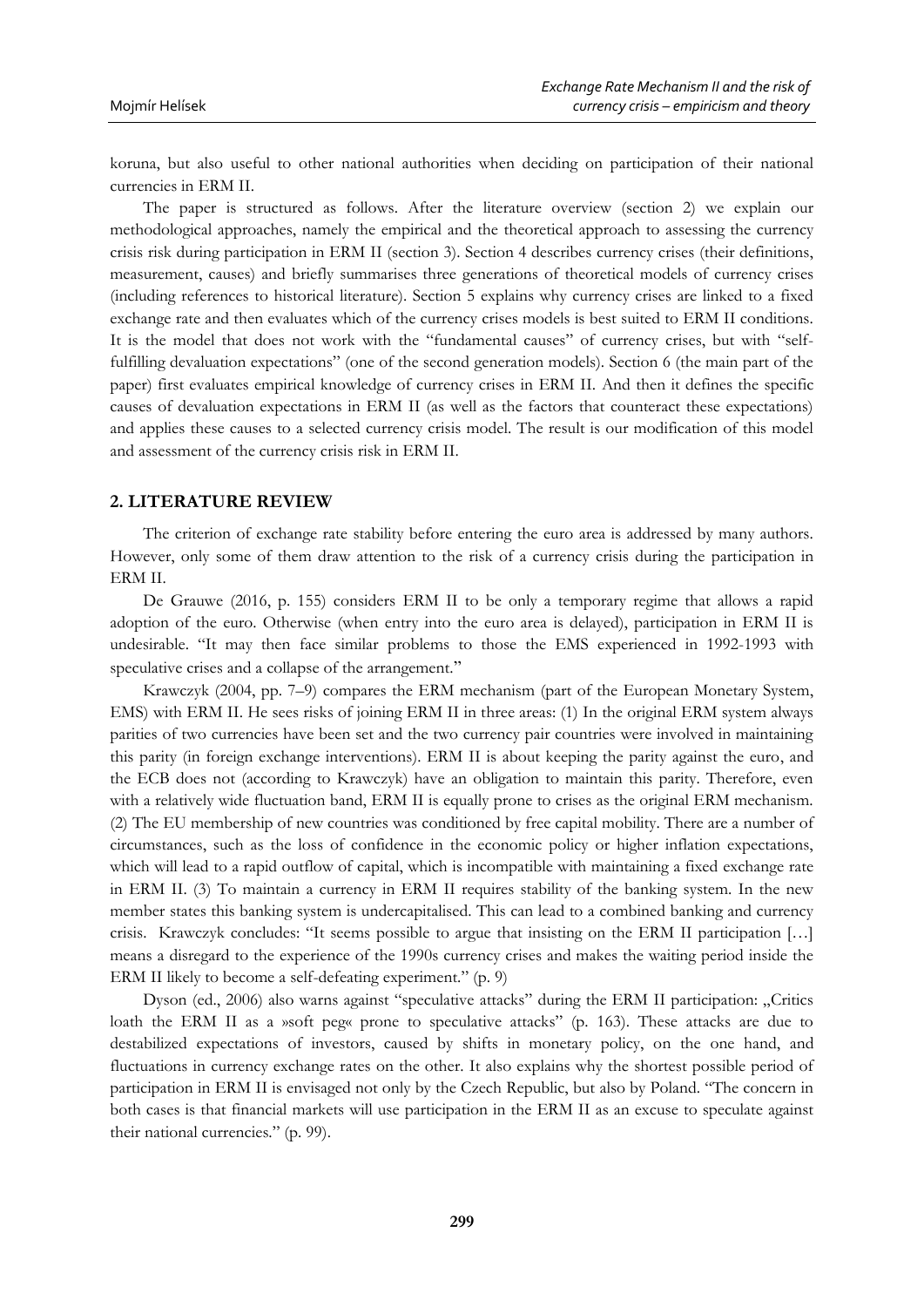koruna, but also useful to other national authorities when deciding on participation of their national currencies in ERM II.

The paper is structured as follows. After the literature overview (section 2) we explain our methodological approaches, namely the empirical and the theoretical approach to assessing the currency crisis risk during participation in ERM II (section 3). Section 4 describes currency crises (their definitions, measurement, causes) and briefly summarises three generations of theoretical models of currency crises (including references to historical literature). Section 5 explains why currency crises are linked to a fixed exchange rate and then evaluates which of the currency crises models is best suited to ERM II conditions. It is the model that does not work with the "fundamental causes" of currency crises, but with "self-fulfilling devaluation expectations" (one of the second generation models). Section 6 (the main part of the paper) first evaluates empirical knowledge of currency crises in ERM II. And then it defines the specific causes of devaluation expectations in ERM II (as well as the factors that counteract these expectations) and applies these causes to a selected currency crisis model. The result is our modification of this model and assessment of the currency crisis risk in ERM II.

## 2. LITERATURE REVIEW

The criterion of exchange rate stability before entering the euro area is addressed by many authors. However, only some of them draw attention to the risk of a currency crisis during the participation in ERM II.

De Grauwe (2016, p. 155) considers ERM II to be only a temporary regime that allows a rapid adoption of the euro. Otherwise (when entry into the euro area is delayed), participation in ERM II is undesirable. "It may then face similar problems to those the EMS experienced in 1992-1993 with speculative crises and a collapse of the arrangement."

Krawczyk (2004, pp. 7–9) compares the ERM mechanism (part of the European Monetary System, EMS) with ERM II. He sees risks of joining ERM II in three areas: (1) In the original ERM system always parities of two currencies have been set and the two currency pair countries were involved in maintaining this parity (in foreign exchange interventions). ERM II is about keeping the parity against the euro, and the ECB does not (according to Krawczyk) have an obligation to maintain this parity. Therefore, even with a relatively wide fluctuation band, ERM II is equally prone to crises as the original ERM mechanism. (2) The EU membership of new countries was conditioned by free capital mobility. There are a number of circumstances, such as the loss of confidence in the economic policy or higher inflation expectations, which will lead to a rapid outflow of capital, which is incompatible with maintaining a fixed exchange rate in ERM II. (3) To maintain a currency in ERM II requires stability of the banking system. In the new member states this banking system is undercapitalised. This can lead to a combined banking and currency crisis. Krawczyk concludes: "It seems possible to argue that insisting on the ERM II participation […] means a disregard to the experience of the 1990s currency crises and makes the waiting period inside the ERM II likely to become a self-defeating experiment." (p. 9)

Dyson (ed., 2006) also warns against "speculative attacks" during the ERM II participation: „Critics loath the ERM II as a »soft peg« prone to speculative attacks" (p. 163). These attacks are due to destabilized expectations of investors, caused by shifts in monetary policy, on the one hand, and fluctuations in currency exchange rates on the other. It also explains why the shortest possible period of participation in ERM II is envisaged not only by the Czech Republic, but also by Poland. "The concern in both cases is that financial markets will use participation in the ERM II as an excuse to speculate against their national currencies." (p. 99).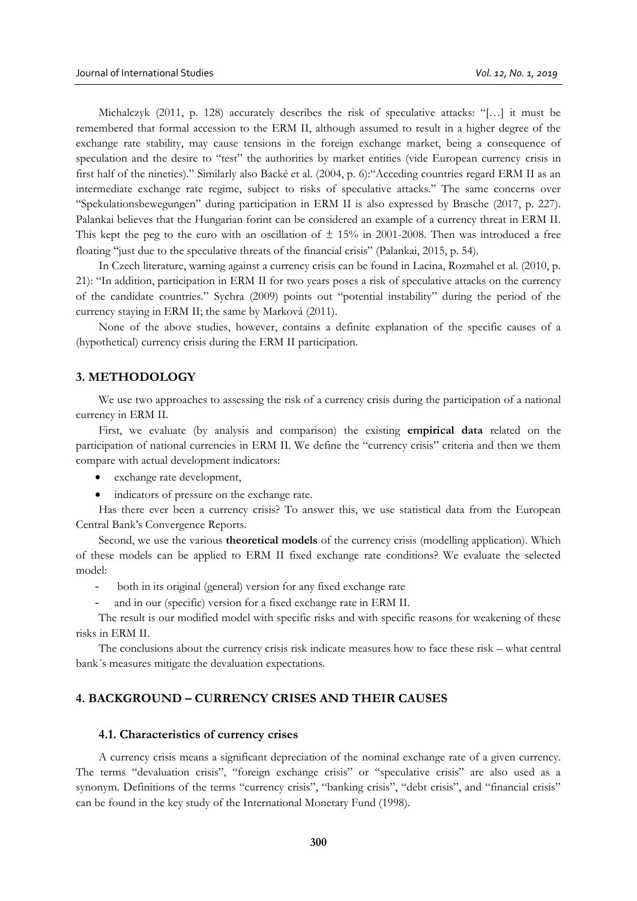Michalczyk (2011, p. 128) accurately describes the risk of speculative attacks: "[…] it must be remembered that formal accession to the ERM II, although assumed to result in a higher degree of the exchange rate stability, may cause tensions in the foreign exchange market, being a consequence of speculation and the desire to "test" the authorities by market entities (vide European currency crisis in first half of the nineties)." Similarly also Backé et al. (2004, p. 6):"Acceding countries regard ERM II as an intermediate exchange rate regime, subject to risks of speculative attacks." The same concerns over "Spekulationsbewegungen" during participation in ERM II is also expressed by Brasche (2017, p. 227). Palankai believes that the Hungarian forint can be considered an example of a currency threat in ERM II. This kept the peg to the euro with an oscillation of ± 15% in 2001-2008. Then was introduced a free floating "just due to the speculative threats of the financial crisis" (Palankai, 2015, p. 54).

In Czech literature, warning against a currency crisis can be found in Lacina, Rozmahel et al. (2010, p. 21): "In addition, participation in ERM II for two years poses a risk of speculative attacks on the currency of the candidate countries." Sychra (2009) points out "potential instability" during the period of the currency staying in ERM II; the same by Marková (2011).

None of the above studies, however, contains a definite explanation of the specific causes of a (hypothetical) currency crisis during the ERM II participation.

## 3. METHODOLOGY

We use two approaches to assessing the risk of a currency crisis during the participation of a national currency in ERM II.

First, we evaluate (by analysis and comparison) the existing **empirical data** related on the participation of national currencies in ERM II. We define the "currency crisis" criteria and then we them compare with actual development indicators:

- exchange rate development,
- indicators of pressure on the exchange rate.

Has there ever been a currency crisis? To answer this, we use statistical data from the European Central Bank's Convergence Reports.

Second, we use the various **theoretical models** of the currency crisis (modelling application). Which of these models can be applied to ERM II fixed exchange rate conditions? We evaluate the selected model:

- both in its original (general) version for any fixed exchange rate
- and in our (specific) version for a fixed exchange rate in ERM II.

The result is our modified model with specific risks and with specific reasons for weakening of these risks in ERM II.

The conclusions about the currency crisis risk indicate measures how to face these risk – what central bank´s measures mitigate the devaluation expectations.

## 4. BACKGROUND – CURRENCY CRISES AND THEIR CAUSES

### 4.1. Characteristics of currency crises

A currency crisis means a significant depreciation of the nominal exchange rate of a given currency. The terms "devaluation crisis", "foreign exchange crisis" or "speculative crisis" are also used as a synonym. Definitions of the terms "currency crisis", "banking crisis", "debt crisis", and "financial crisis" can be found in the key study of the International Monetary Fund (1998).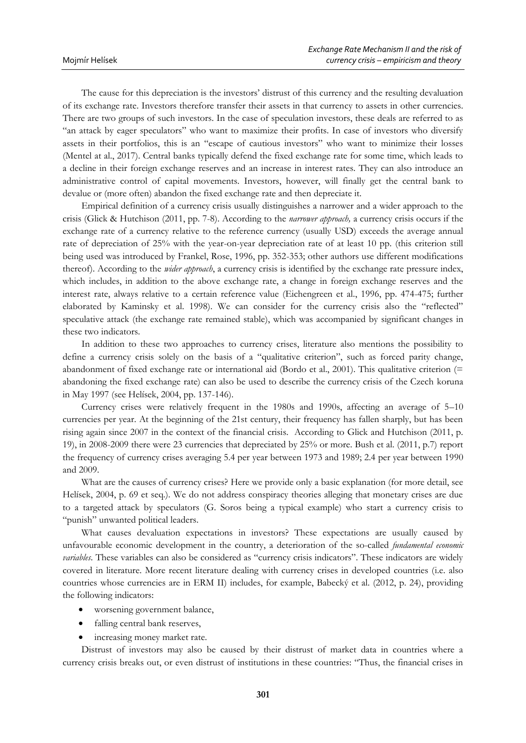The cause for this depreciation is the investors' distrust of this currency and the resulting devaluation of its exchange rate. Investors therefore transfer their assets in that currency to assets in other currencies. There are two groups of such investors. In the case of speculation investors, these deals are referred to as "an attack by eager speculators" who want to maximize their profits. In case of investors who diversify assets in their portfolios, this is an "escape of cautious investors" who want to minimize their losses (Mentel at al., 2017). Central banks typically defend the fixed exchange rate for some time, which leads to a decline in their foreign exchange reserves and an increase in interest rates. They can also introduce an administrative control of capital movements. Investors, however, will finally get the central bank to devalue or (more often) abandon the fixed exchange rate and then depreciate it.

Empirical definition of a currency crisis usually distinguishes a narrower and a wider approach to the crisis (Glick & Hutchison (2011, pp. 7-8). According to the *narrower approach,* a currency crisis occurs if the exchange rate of a currency relative to the reference currency (usually USD) exceeds the average annual rate of depreciation of 25% with the year-on-year depreciation rate of at least 10 pp. (this criterion still being used was introduced by Frankel, Rose, 1996, pp. 352-353; other authors use different modifications thereof). According to the *wider approach*, a currency crisis is identified by the exchange rate pressure index, which includes, in addition to the above exchange rate, a change in foreign exchange reserves and the interest rate, always relative to a certain reference value (Eichengreen et al., 1996, pp. 474-475; further elaborated by Kaminsky et al. 1998). We can consider for the currency crisis also the "reflected" speculative attack (the exchange rate remained stable), which was accompanied by significant changes in these two indicators.

In addition to these two approaches to currency crises, literature also mentions the possibility to define a currency crisis solely on the basis of a "qualitative criterion", such as forced parity change, abandonment of fixed exchange rate or international aid (Bordo et al., 2001). This qualitative criterion (= abandoning the fixed exchange rate) can also be used to describe the currency crisis of the Czech koruna in May 1997 (see Helísek, 2004, pp. 137-146).

Currency crises were relatively frequent in the 1980s and 1990s, affecting an average of 5–10 currencies per year. At the beginning of the 21st century, their frequency has fallen sharply, but has been rising again since 2007 in the context of the financial crisis. According to Glick and Hutchison (2011, p. 19), in 2008-2009 there were 23 currencies that depreciated by 25% or more. Bush et al. (2011, p.7) report the frequency of currency crises averaging 5.4 per year between 1973 and 1989; 2.4 per year between 1990 and 2009.

What are the causes of currency crises? Here we provide only a basic explanation (for more detail, see Helísek, 2004, p. 69 et seq.). We do not address conspiracy theories alleging that monetary crises are due to a targeted attack by speculators (G. Soros being a typical example) who start a currency crisis to "punish" unwanted political leaders.

What causes devaluation expectations in investors? These expectations are usually caused by unfavourable economic development in the country, a deterioration of the so-called *fundamental economic variables*. These variables can also be considered as "currency crisis indicators". These indicators are widely covered in literature. More recent literature dealing with currency crises in developed countries (i.e. also countries whose currencies are in ERM II) includes, for example, Babecký et al. (2012, p. 24), providing the following indicators:

- worsening government balance,
- falling central bank reserves,
- increasing money market rate.

Distrust of investors may also be caused by their distrust of market data in countries where a currency crisis breaks out, or even distrust of institutions in these countries: "Thus, the financial crises in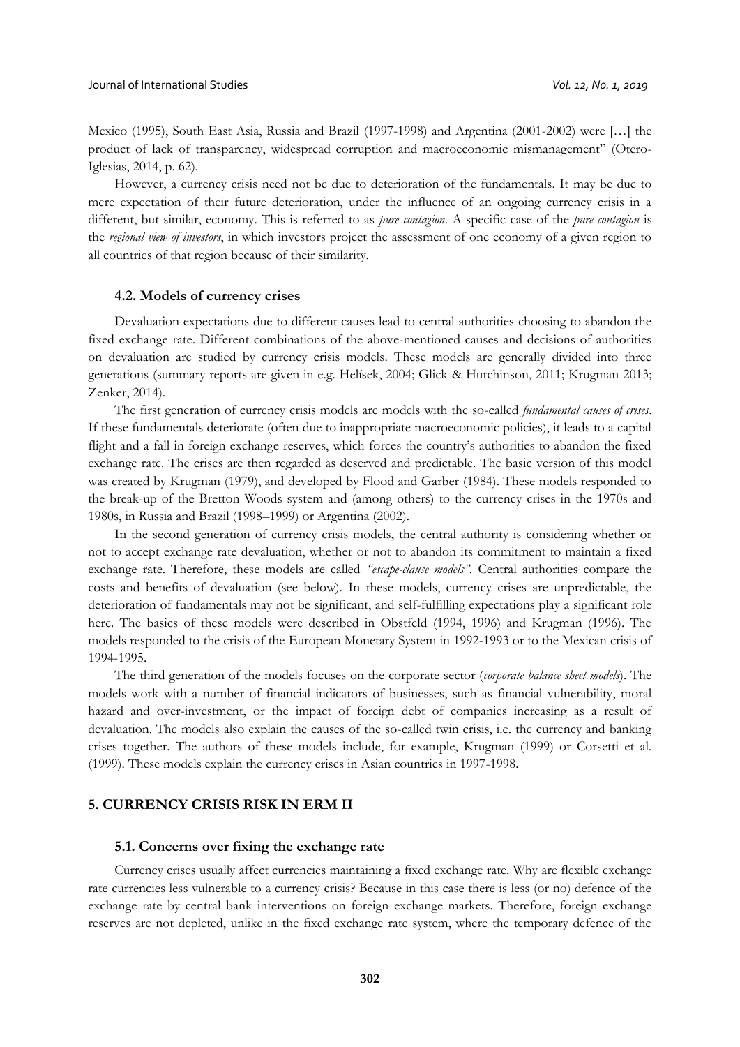Mexico (1995), South East Asia, Russia and Brazil (1997-1998) and Argentina (2001-2002) were […] the product of lack of transparency, widespread corruption and macroeconomic mismanagement" (Otero-Iglesias, 2014, p. 62).

However, a currency crisis need not be due to deterioration of the fundamentals. It may be due to mere expectation of their future deterioration, under the influence of an ongoing currency crisis in a different, but similar, economy. This is referred to as *pure contagion*. A specific case of the *pure contagion* is the *regional view of investors*, in which investors project the assessment of one economy of a given region to all countries of that region because of their similarity.

### 4.2. Models of currency crises

Devaluation expectations due to different causes lead to central authorities choosing to abandon the fixed exchange rate. Different combinations of the above-mentioned causes and decisions of authorities on devaluation are studied by currency crisis models. These models are generally divided into three generations (summary reports are given in e.g. Helísek, 2004; Glick & Hutchinson, 2011; Krugman 2013; Zenker, 2014).

The first generation of currency crisis models are models with the so-called *fundamental causes of crises*. If these fundamentals deteriorate (often due to inappropriate macroeconomic policies), it leads to a capital flight and a fall in foreign exchange reserves, which forces the country's authorities to abandon the fixed exchange rate. The crises are then regarded as deserved and predictable. The basic version of this model was created by Krugman (1979), and developed by Flood and Garber (1984). These models responded to the break-up of the Bretton Woods system and (among others) to the currency crises in the 1970s and 1980s, in Russia and Brazil (1998–1999) or Argentina (2002).

In the second generation of currency crisis models, the central authority is considering whether or not to accept exchange rate devaluation, whether or not to abandon its commitment to maintain a fixed exchange rate. Therefore, these models are called *"escape-clause models"*. Central authorities compare the costs and benefits of devaluation (see below). In these models, currency crises are unpredictable, the deterioration of fundamentals may not be significant, and self-fulfilling expectations play a significant role here. The basics of these models were described in Obstfeld (1994, 1996) and Krugman (1996). The models responded to the crisis of the European Monetary System in 1992-1993 or to the Mexican crisis of 1994-1995.

The third generation of the models focuses on the corporate sector (*corporate balance sheet models*). The models work with a number of financial indicators of businesses, such as financial vulnerability, moral hazard and over-investment, or the impact of foreign debt of companies increasing as a result of devaluation. The models also explain the causes of the so-called twin crisis, i.e. the currency and banking crises together. The authors of these models include, for example, Krugman (1999) or Corsetti et al. (1999). These models explain the currency crises in Asian countries in 1997-1998.

## 5. CURRENCY CRISIS RISK IN ERM II

### 5.1. Concerns over fixing the exchange rate

Currency crises usually affect currencies maintaining a fixed exchange rate. Why are flexible exchange rate currencies less vulnerable to a currency crisis? Because in this case there is less (or no) defence of the exchange rate by central bank interventions on foreign exchange markets. Therefore, foreign exchange reserves are not depleted, unlike in the fixed exchange rate system, where the temporary defence of the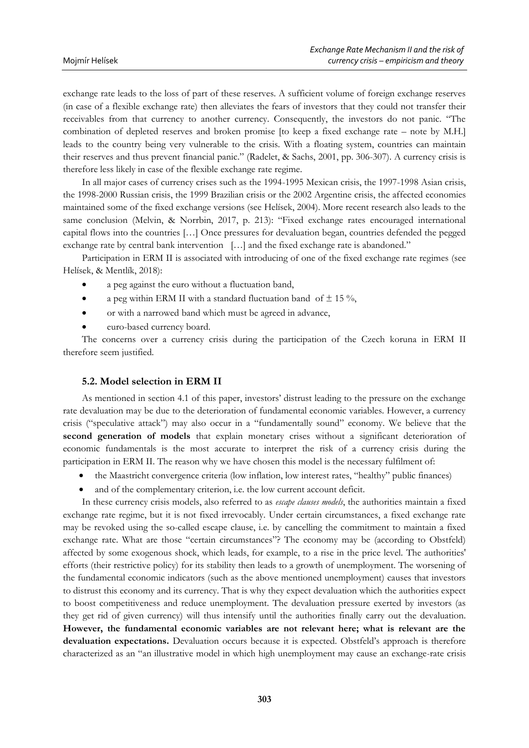exchange rate leads to the loss of part of these reserves. A sufficient volume of foreign exchange reserves (in case of a flexible exchange rate) then alleviates the fears of investors that they could not transfer their receivables from that currency to another currency. Consequently, the investors do not panic. "The combination of depleted reserves and broken promise [to keep a fixed exchange rate – note by M.H.] leads to the country being very vulnerable to the crisis. With a floating system, countries can maintain their reserves and thus prevent financial panic." (Radelet, & Sachs, 2001, pp. 306-307). A currency crisis is therefore less likely in case of the flexible exchange rate regime.

In all major cases of currency crises such as the 1994-1995 Mexican crisis, the 1997-1998 Asian crisis, the 1998-2000 Russian crisis, the 1999 Brazilian crisis or the 2002 Argentine crisis, the affected economies maintained some of the fixed exchange versions (see Helísek, 2004). More recent research also leads to the same conclusion (Melvin, & Norrbin, 2017, p. 213): "Fixed exchange rates encouraged international capital flows into the countries […] Once pressures for devaluation began, countries defended the pegged exchange rate by central bank intervention […] and the fixed exchange rate is abandoned."

Participation in ERM II is associated with introducing of one of the fixed exchange rate regimes (see Helísek, & Mentlík, 2018):

- a peg against the euro without a fluctuation band,
- a peg within ERM II with a standard fluctuation band of ± 15 %,
- or with a narrowed band which must be agreed in advance,
- euro-based currency board.

The concerns over a currency crisis during the participation of the Czech koruna in ERM II therefore seem justified.

### 5.2. Model selection in ERM II

As mentioned in section 4.1 of this paper, investors' distrust leading to the pressure on the exchange rate devaluation may be due to the deterioration of fundamental economic variables. However, a currency crisis ("speculative attack") may also occur in a "fundamentally sound" economy. We believe that the **second generation of models** that explain monetary crises without a significant deterioration of economic fundamentals is the most accurate to interpret the risk of a currency crisis during the participation in ERM II. The reason why we have chosen this model is the necessary fulfilment of:

- the Maastricht convergence criteria (low inflation, low interest rates, "healthy" public finances)
- and of the complementary criterion, i.e. the low current account deficit.

In these currency crisis models, also referred to as *escape clauses models*, the authorities maintain a fixed exchange rate regime, but it is not fixed irrevocably. Under certain circumstances, a fixed exchange rate may be revoked using the so-called escape clause, i.e. by cancelling the commitment to maintain a fixed exchange rate. What are those "certain circumstances"? The economy may be (according to Obstfeld) affected by some exogenous shock, which leads, for example, to a rise in the price level. The authorities' efforts (their restrictive policy) for its stability then leads to a growth of unemployment. The worsening of the fundamental economic indicators (such as the above mentioned unemployment) causes that investors to distrust this economy and its currency. That is why they expect devaluation which the authorities expect to boost competitiveness and reduce unemployment. The devaluation pressure exerted by investors (as they get rid of given currency) will thus intensify until the authorities finally carry out the devaluation. **However, the fundamental economic variables are not relevant here; what is relevant are the devaluation expectations.** Devaluation occurs because it is expected. Obstfeld's approach is therefore characterized as an "an illustrative model in which high unemployment may cause an exchange-rate crisis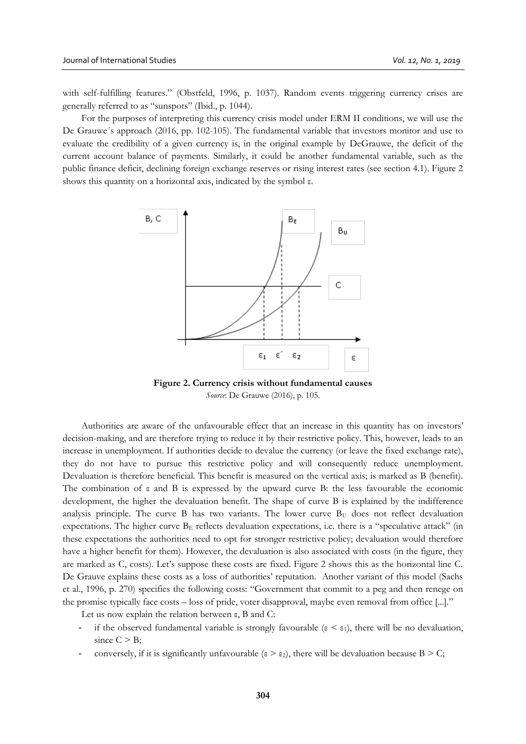with self-fulfilling features." (Obstfeld, 1996, p. 1037). Random events triggering currency crises are generally referred to as "sunspots" (Ibid., p. 1044).

For the purposes of interpreting this currency crisis model under ERM II conditions, we will use the De Grauwe´s approach (2016, pp. 102-105). The fundamental variable that investors monitor and use to evaluate the credibility of a given currency is, in the original example by DeGrauwe, the deficit of the current account balance of payments. Similarly, it could be another fundamental variable, such as the public finance deficit, declining foreign exchange reserves or rising interest rates (see section 4.1). Figure 2 shows this quantity on a horizontal axis, indicated by the symbol ε.

**Figure 2. Currency crisis without fundamental causes**

*Source*: De Grauwe (2016), p. 105.

Authorities are aware of the unfavourable effect that an increase in this quantity has on investors' decision-making, and are therefore trying to reduce it by their restrictive policy. This, however, leads to an increase in unemployment. If authorities decide to devalue the currency (or leave the fixed exchange rate), they do not have to pursue this restrictive policy and will consequently reduce unemployment. Devaluation is therefore beneficial. This benefit is measured on the vertical axis; is marked as B (benefit). The combination of ε and B is expressed by the upward curve B: the less favourable the economic development, the higher the devaluation benefit. The shape of curve B is explained by the indifference analysis principle. The curve B has two variants. The lower curve $B_U$ does not reflect devaluation expectations. The higher curve $B_E$ reflects devaluation expectations, i.e. there is a "speculative attack" (in these expectations the authorities need to opt for stronger restrictive policy; devaluation would therefore have a higher benefit for them). However, the devaluation is also associated with costs (in the figure, they are marked as C, costs). Let's suppose these costs are fixed. Figure 2 shows this as the horizontal line C. De Grauve explains these costs as a loss of authorities' reputation. Another variant of this model (Sachs et al., 1996, p. 270) specifies the following costs: "Government that commit to a peg and then renege on the promise typically face costs – loss of pride, voter disapproval, maybe even removal from office [...]."

Let us now explain the relation between ε, B and C:

- if the observed fundamental variable is strongly favourable ($\varepsilon < \varepsilon_1$), there will be no devaluation, since $C > B$;
- conversely, if it is significantly unfavourable ($\varepsilon > \varepsilon_2$), there will be devaluation because $B > C$;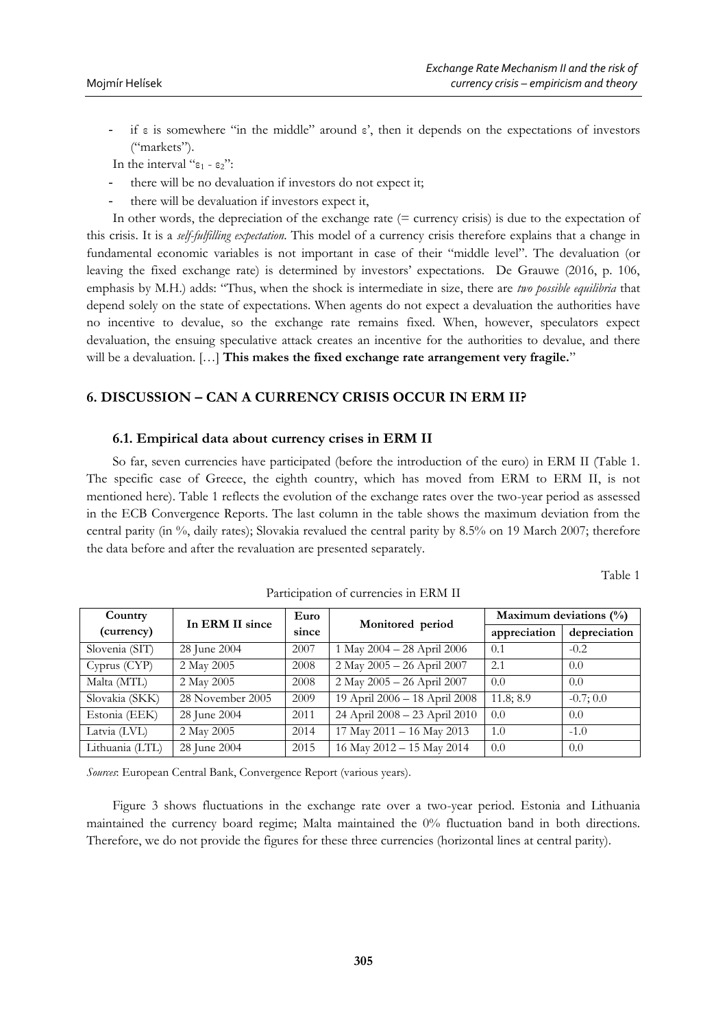- if ε is somewhere "in the middle" around ε', then it depends on the expectations of investors ("markets").

In the interval "$\varepsilon_1$ - $\varepsilon_2$":

- there will be no devaluation if investors do not expect it;
- there will be devaluation if investors expect it,

In other words, the depreciation of the exchange rate (= currency crisis) is due to the expectation of this crisis. It is a *self-fulfilling expectation*. This model of a currency crisis therefore explains that a change in fundamental economic variables is not important in case of their "middle level". The devaluation (or leaving the fixed exchange rate) is determined by investors' expectations. De Grauwe (2016, p. 106, emphasis by M.H.) adds: "Thus, when the shock is intermediate in size, there are *two possible equilibria* that depend solely on the state of expectations. When agents do not expect a devaluation the authorities have no incentive to devalue, so the exchange rate remains fixed. When, however, speculators expect devaluation, the ensuing speculative attack creates an incentive for the authorities to devalue, and there will be a devaluation. […] **This makes the fixed exchange rate arrangement very fragile.**"

## 6. DISCUSSION – CAN A CURRENCY CRISIS OCCUR IN ERM II?

### 6.1. Empirical data about currency crises in ERM II

So far, seven currencies have participated (before the introduction of the euro) in ERM II (Table 1. The specific case of Greece, the eighth country, which has moved from ERM to ERM II, is not mentioned here). Table 1 reflects the evolution of the exchange rates over the two-year period as assessed in the ECB Convergence Reports. The last column in the table shows the maximum deviation from the central parity (in %, daily rates); Slovakia revalued the central parity by 8.5% on 19 March 2007; therefore the data before and after the revaluation are presented separately.

Table 1

Participation of currencies in ERM II

| Country (currency) | In ERM II since | Euro since | Monitored period | Maximum deviations (%) | |
|---|---|---|---|---|---|
| | | | | appreciation | depreciation |
| Slovenia (SIT) | 28 June 2004 | 2007 | 1 May 2004 – 28 April 2006 | 0.1 | -0.2 |
| Cyprus (CYP) | 2 May 2005 | 2008 | 2 May 2005 – 26 April 2007 | 2.1 | 0.0 |
| Malta (MTL) | 2 May 2005 | 2008 | 2 May 2005 – 26 April 2007 | 0.0 | 0.0 |
| Slovakia (SKK) | 28 November 2005 | 2009 | 19 April 2006 – 18 April 2008 | 11.8; 8.9 | -0.7; 0.0 |
| Estonia (EEK) | 28 June 2004 | 2011 | 24 April 2008 – 23 April 2010 | 0.0 | 0.0 |
| Latvia (LVL) | 2 May 2005 | 2014 | 17 May 2011 – 16 May 2013 | 1.0 | -1.0 |
| Lithuania (LTL) | 28 June 2004 | 2015 | 16 May 2012 – 15 May 2014 | 0.0 | 0.0 |

*Sources*: European Central Bank, Convergence Report (various years).

Figure 3 shows fluctuations in the exchange rate over a two-year period. Estonia and Lithuania maintained the currency board regime; Malta maintained the 0% fluctuation band in both directions. Therefore, we do not provide the figures for these three currencies (horizontal lines at central parity).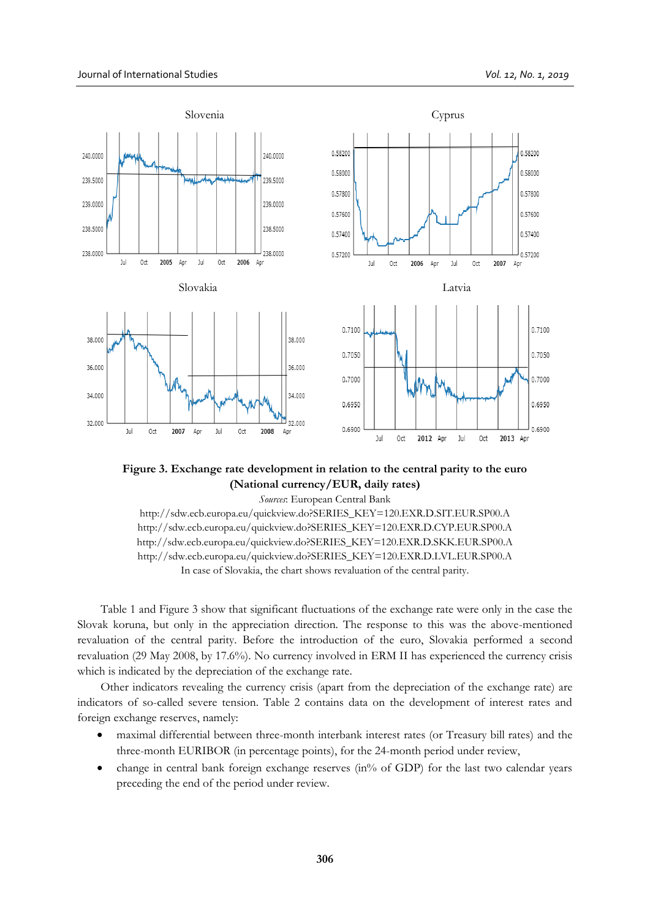**Figure 3. Exchange rate development in relation to the central parity to the euro (National currency/EUR, daily rates)**

*Sources*: European Central Bank

http://sdw.ecb.europa.eu/quickview.do?SERIES_KEY=120.EXR.D.SIT.EUR.SP00.A

http://sdw.ecb.europa.eu/quickview.do?SERIES_KEY=120.EXR.D.CYP.EUR.SP00.A

http://sdw.ecb.europa.eu/quickview.do?SERIES_KEY=120.EXR.D.SKK.EUR.SP00.A

http://sdw.ecb.europa.eu/quickview.do?SERIES_KEY=120.EXR.D.LVL.EUR.SP00.A

In case of Slovakia, the chart shows revaluation of the central parity.

Table 1 and Figure 3 show that significant fluctuations of the exchange rate were only in the case the Slovak koruna, but only in the appreciation direction. The response to this was the above-mentioned revaluation of the central parity. Before the introduction of the euro, Slovakia performed a second revaluation (29 May 2008, by 17.6%). No currency involved in ERM II has experienced the currency crisis which is indicated by the depreciation of the exchange rate.

Other indicators revealing the currency crisis (apart from the depreciation of the exchange rate) are indicators of so-called severe tension. Table 2 contains data on the development of interest rates and foreign exchange reserves, namely:

- maximal differential between three-month interbank interest rates (or Treasury bill rates) and the three-month EURIBOR (in percentage points), for the 24-month period under review,
- change in central bank foreign exchange reserves (in% of GDP) for the last two calendar years preceding the end of the period under review.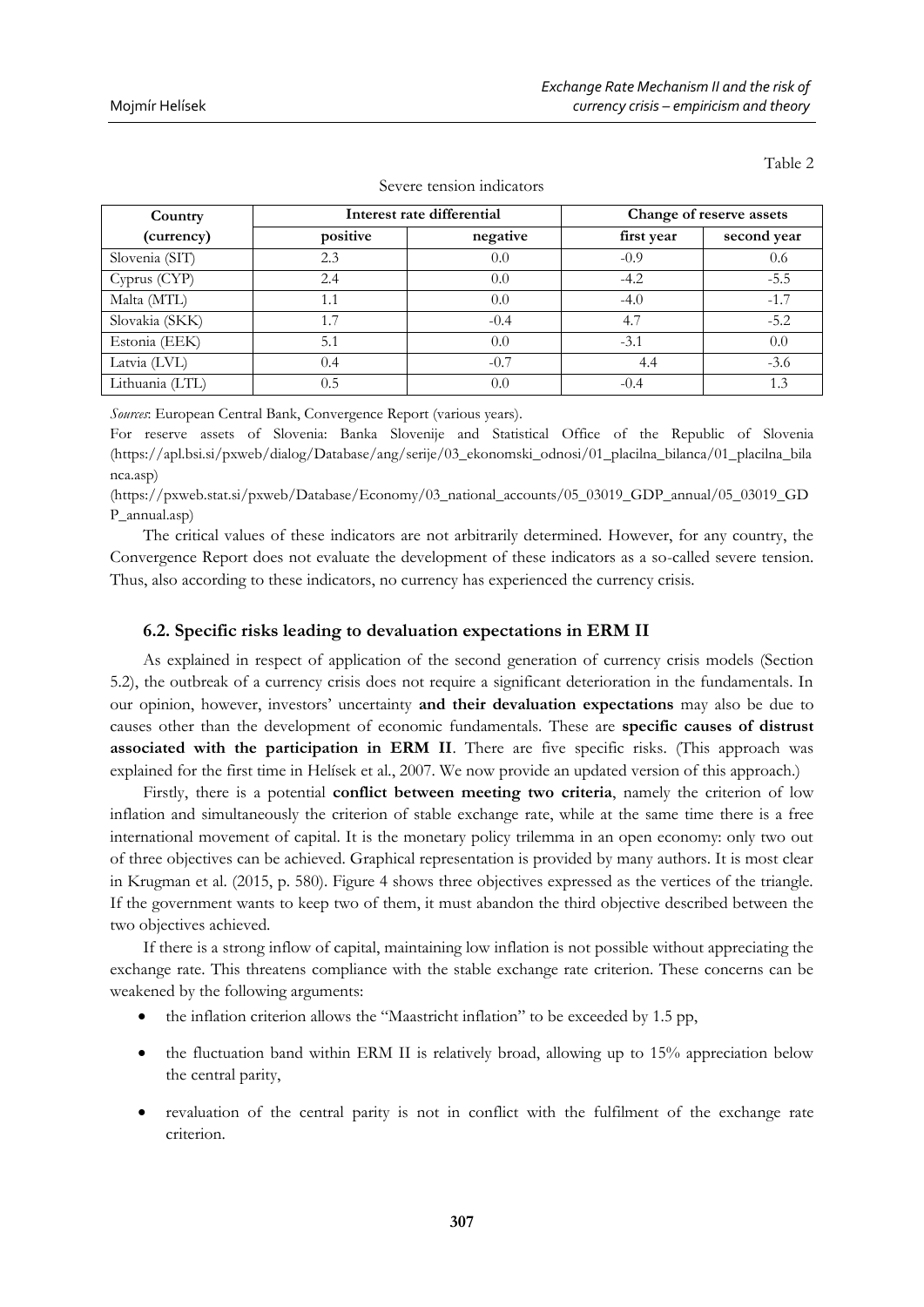Table 2

Severe tension indicators

| Country (currency) | Interest rate differential | | Change of reserve assets | |
|---|---|---|---|---|
| | positive | negative | first year | second year |
| Slovenia (SIT) | 2.3 | 0.0 | -0.9 | 0.6 |
| Cyprus (CYP) | 2.4 | 0.0 | -4.2 | -5.5 |
| Malta (MTL) | 1.1 | 0.0 | -4.0 | -1.7 |
| Slovakia (SKK) | 1.7 | -0.4 | 4.7 | -5.2 |
| Estonia (EEK) | 5.1 | 0.0 | -3.1 | 0.0 |
| Latvia (LVL) | 0.4 | -0.7 | 4.4 | -3.6 |
| Lithuania (LTL) | 0.5 | 0.0 | -0.4 | 1.3 |

*Sources*: European Central Bank, Convergence Report (various years).

For reserve assets of Slovenia: Banka Slovenije and Statistical Office of the Republic of Slovenia (https://apl.bsi.si/pxweb/dialog/Database/ang/serije/03_ekonomski_odnosi/01_placilna_bilanca/01_placilna_bilanca.asp)

(https://pxweb.stat.si/pxweb/Database/Economy/03_national_accounts/05_03019_GDP_annual/05_03019_GDP_annual.asp)

The critical values of these indicators are not arbitrarily determined. However, for any country, the Convergence Report does not evaluate the development of these indicators as a so-called severe tension. Thus, also according to these indicators, no currency has experienced the currency crisis.

### 6.2. Specific risks leading to devaluation expectations in ERM II

As explained in respect of application of the second generation of currency crisis models (Section 5.2), the outbreak of a currency crisis does not require a significant deterioration in the fundamentals. In our opinion, however, investors' uncertainty **and their devaluation expectations** may also be due to causes other than the development of economic fundamentals. These are **specific causes of distrust associated with the participation in ERM II**. There are five specific risks. (This approach was explained for the first time in Helísek et al., 2007. We now provide an updated version of this approach.)

Firstly, there is a potential **conflict between meeting two criteria**, namely the criterion of low inflation and simultaneously the criterion of stable exchange rate, while at the same time there is a free international movement of capital. It is the monetary policy trilemma in an open economy: only two out of three objectives can be achieved. Graphical representation is provided by many authors. It is most clear in Krugman et al. (2015, p. 580). Figure 4 shows three objectives expressed as the vertices of the triangle. If the government wants to keep two of them, it must abandon the third objective described between the two objectives achieved.

If there is a strong inflow of capital, maintaining low inflation is not possible without appreciating the exchange rate. This threatens compliance with the stable exchange rate criterion. These concerns can be weakened by the following arguments:

- the inflation criterion allows the "Maastricht inflation" to be exceeded by 1.5 pp,
- the fluctuation band within ERM II is relatively broad, allowing up to 15% appreciation below the central parity,
- revaluation of the central parity is not in conflict with the fulfilment of the exchange rate criterion.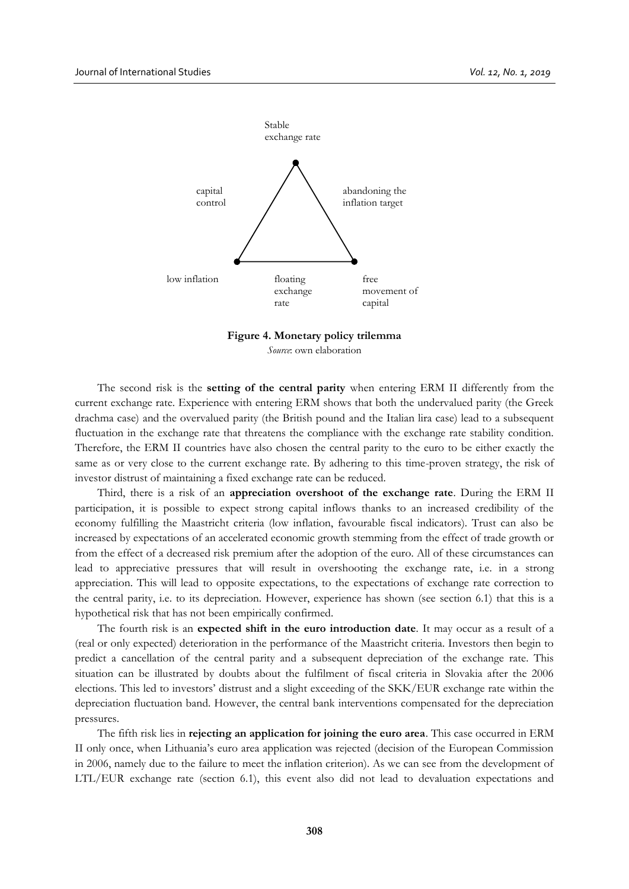Stable exchange rate

capital control

abandoning the inflation target

low inflation

floating exchange rate

free movement of capital

**Figure 4. Monetary policy trilemma**

*Source*: own elaboration

The second risk is the **setting of the central parity** when entering ERM II differently from the current exchange rate. Experience with entering ERM shows that both the undervalued parity (the Greek drachma case) and the overvalued parity (the British pound and the Italian lira case) lead to a subsequent fluctuation in the exchange rate that threatens the compliance with the exchange rate stability condition. Therefore, the ERM II countries have also chosen the central parity to the euro to be either exactly the same as or very close to the current exchange rate. By adhering to this time-proven strategy, the risk of investor distrust of maintaining a fixed exchange rate can be reduced.

Third, there is a risk of an **appreciation overshoot of the exchange rate**. During the ERM II participation, it is possible to expect strong capital inflows thanks to an increased credibility of the economy fulfilling the Maastricht criteria (low inflation, favourable fiscal indicators). Trust can also be increased by expectations of an accelerated economic growth stemming from the effect of trade growth or from the effect of a decreased risk premium after the adoption of the euro. All of these circumstances can lead to appreciative pressures that will result in overshooting the exchange rate, i.e. in a strong appreciation. This will lead to opposite expectations, to the expectations of exchange rate correction to the central parity, i.e. to its depreciation. However, experience has shown (see section 6.1) that this is a hypothetical risk that has not been empirically confirmed.

The fourth risk is an **expected shift in the euro introduction date**. It may occur as a result of a (real or only expected) deterioration in the performance of the Maastricht criteria. Investors then begin to predict a cancellation of the central parity and a subsequent depreciation of the exchange rate. This situation can be illustrated by doubts about the fulfilment of fiscal criteria in Slovakia after the 2006 elections. This led to investors' distrust and a slight exceeding of the SKK/EUR exchange rate within the depreciation fluctuation band. However, the central bank interventions compensated for the depreciation pressures.

The fifth risk lies in **rejecting an application for joining the euro area**. This case occurred in ERM II only once, when Lithuania's euro area application was rejected (decision of the European Commission in 2006, namely due to the failure to meet the inflation criterion). As we can see from the development of LTL/EUR exchange rate (section 6.1), this event also did not lead to devaluation expectations and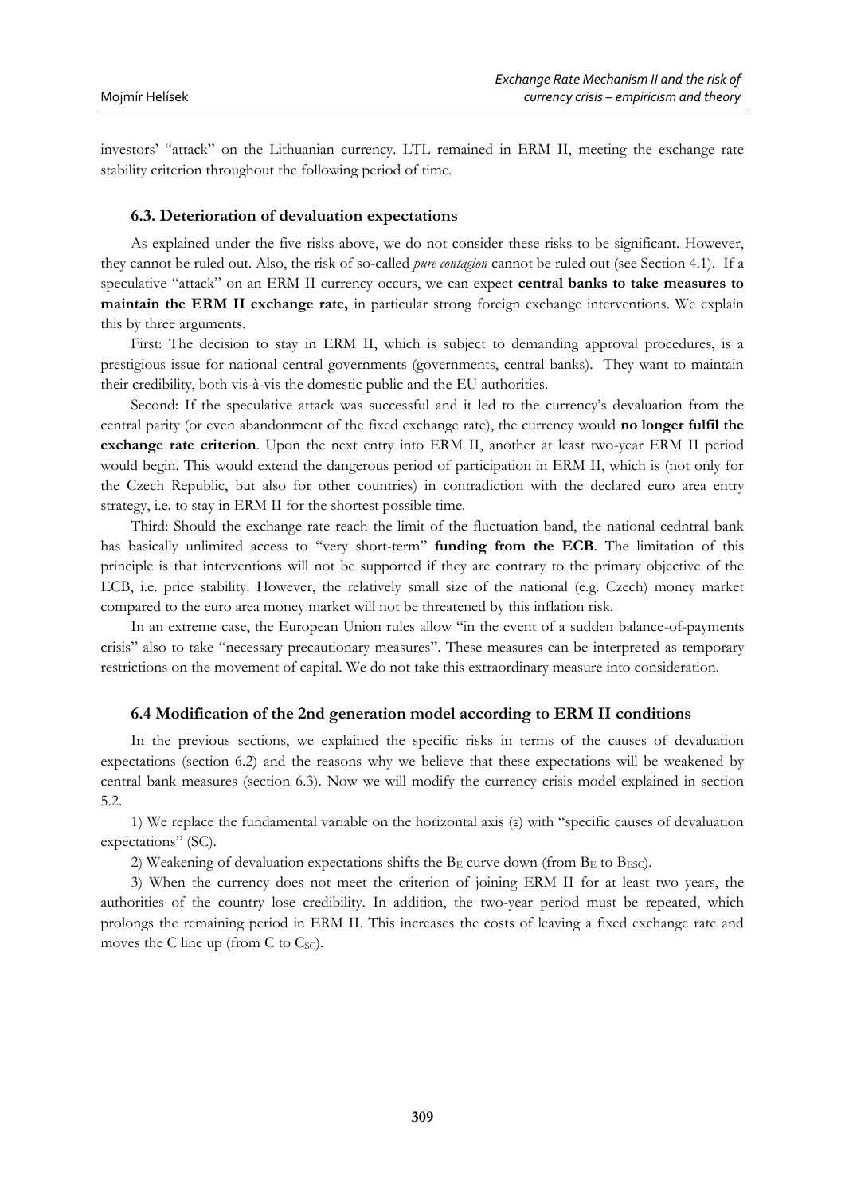investors' "attack" on the Lithuanian currency. LTL remained in ERM II, meeting the exchange rate stability criterion throughout the following period of time.

### 6.3. Deterioration of devaluation expectations

As explained under the five risks above, we do not consider these risks to be significant. However, they cannot be ruled out. Also, the risk of so-called *pure contagion* cannot be ruled out (see Section 4.1). If a speculative "attack" on an ERM II currency occurs, we can expect **central banks to take measures to maintain the ERM II exchange rate,** in particular strong foreign exchange interventions. We explain this by three arguments.

First: The decision to stay in ERM II, which is subject to demanding approval procedures, is a prestigious issue for national central governments (governments, central banks). They want to maintain their credibility, both vis-à-vis the domestic public and the EU authorities.

Second: If the speculative attack was successful and it led to the currency's devaluation from the central parity (or even abandonment of the fixed exchange rate), the currency would **no longer fulfil the exchange rate criterion**. Upon the next entry into ERM II, another at least two-year ERM II period would begin. This would extend the dangerous period of participation in ERM II, which is (not only for the Czech Republic, but also for other countries) in contradiction with the declared euro area entry strategy, i.e. to stay in ERM II for the shortest possible time.

Third: Should the exchange rate reach the limit of the fluctuation band, the national cedntral bank has basically unlimited access to "very short-term" **funding from the ECB**. The limitation of this principle is that interventions will not be supported if they are contrary to the primary objective of the ECB, i.e. price stability. However, the relatively small size of the national (e.g. Czech) money market compared to the euro area money market will not be threatened by this inflation risk.

In an extreme case, the European Union rules allow "in the event of a sudden balance-of-payments crisis" also to take "necessary precautionary measures". These measures can be interpreted as temporary restrictions on the movement of capital. We do not take this extraordinary measure into consideration.

### 6.4 Modification of the 2nd generation model according to ERM II conditions

In the previous sections, we explained the specific risks in terms of the causes of devaluation expectations (section 6.2) and the reasons why we believe that these expectations will be weakened by central bank measures (section 6.3). Now we will modify the currency crisis model explained in section 5.2.

1) We replace the fundamental variable on the horizontal axis ($\varepsilon$) with "specific causes of devaluation expectations" (SC).

2) Weakening of devaluation expectations shifts the $B_E$ curve down (from $B_E$ to $B_{ESC}$).

3) When the currency does not meet the criterion of joining ERM II for at least two years, the authorities of the country lose credibility. In addition, the two-year period must be repeated, which prolongs the remaining period in ERM II. This increases the costs of leaving a fixed exchange rate and moves the C line up (from C to $C_{SC}$).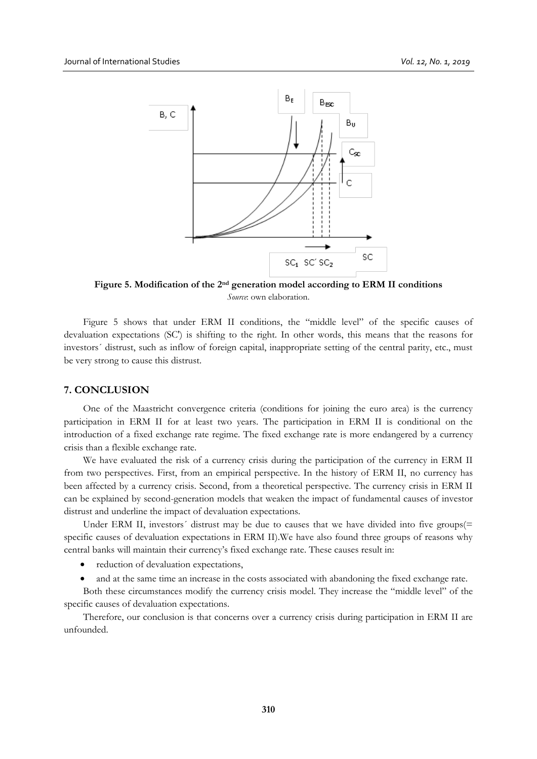**Figure 5. Modification of the 2nd generation model according to ERM II conditions**
*Source*: own elaboration.

Figure 5 shows that under ERM II conditions, the "middle level" of the specific causes of devaluation expectations (SC') is shifting to the right. In other words, this means that the reasons for investors´ distrust, such as inflow of foreign capital, inappropriate setting of the central parity, etc., must be very strong to cause this distrust.

## 7. CONCLUSION

One of the Maastricht convergence criteria (conditions for joining the euro area) is the currency participation in ERM II for at least two years. The participation in ERM II is conditional on the introduction of a fixed exchange rate regime. The fixed exchange rate is more endangered by a currency crisis than a flexible exchange rate.

We have evaluated the risk of a currency crisis during the participation of the currency in ERM II from two perspectives. First, from an empirical perspective. In the history of ERM II, no currency has been affected by a currency crisis. Second, from a theoretical perspective. The currency crisis in ERM II can be explained by second-generation models that weaken the impact of fundamental causes of investor distrust and underline the impact of devaluation expectations.

Under ERM II, investors´ distrust may be due to causes that we have divided into five groups(= specific causes of devaluation expectations in ERM II).We have also found three groups of reasons why central banks will maintain their currency's fixed exchange rate. These causes result in:

- reduction of devaluation expectations,
- and at the same time an increase in the costs associated with abandoning the fixed exchange rate.

Both these circumstances modify the currency crisis model. They increase the "middle level" of the specific causes of devaluation expectations.

Therefore, our conclusion is that concerns over a currency crisis during participation in ERM II are unfounded.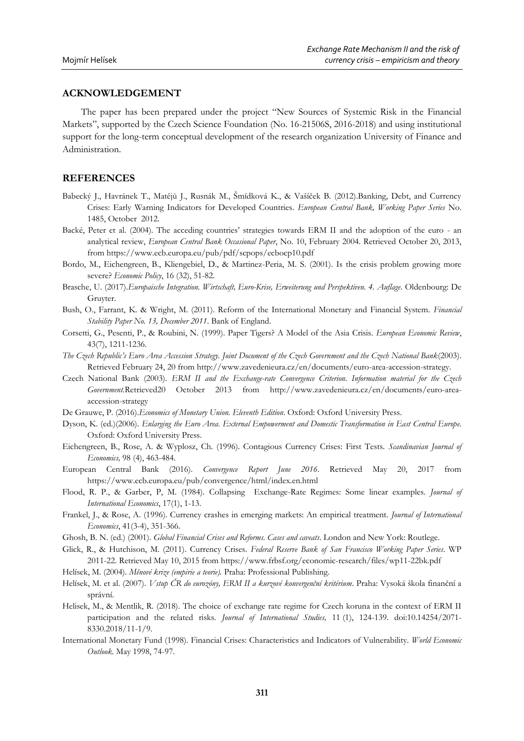## ACKNOWLEDGEMENT

The paper has been prepared under the project "New Sources of Systemic Risk in the Financial Markets", supported by the Czech Science Foundation (No. 16-21506S, 2016-2018) and using institutional support for the long-term conceptual development of the research organization University of Finance and Administration.

## REFERENCES

Babecký J., Havránek T., Matějů J., Rusnák M., Šmídková K., & Vašíček B. (2012).Banking, Debt, and Currency Crises: Early Warning Indicators for Developed Countries. *European Central Bank, Working Paper Series* No. 1485, October 2012.

Backé, Peter et al. (2004). The acceding countries' strategies towards ERM II and the adoption of the euro - an analytical review, *European Central Bank Occasional Paper*, No. 10, February 2004. Retrieved October 20, 2013, from https://www.ecb.europa.eu/pub/pdf/scpops/ecbocp10.pdf

Bordo, M., Eichengreen, B., Kliengebiel, D., & Martinez-Peria, M. S. (2001). Is the crisis problem growing more severe? *Economic Policy*, 16 (32), 51-82.

Brasche, U. (2017).*Europaische Integration. Wirtschaft, Euro-Krise, Erweiterung und Perspektiven. 4. Auflage*. Oldenbourg: De Gruyter.

Bush, O., Farrant, K. & Wright, M. (2011). Reform of the International Monetary and Financial System. *Financial Stability Paper No. 13, December 2011*. Bank of England.

Corsetti, G., Pesenti, P., & Roubini, N. (1999). Paper Tigers? A Model of the Asia Crisis. *European Economic Review*, 43(7), 1211-1236.

*The Czech Republic's Euro Area Accession Strategy. Joint Document of the Czech Government and the Czech National Bank*(2003). Retrieved February 24, 20 from http://www.zavedenieura.cz/en/documents/euro-area-accession-strategy.

Czech National Bank (2003). *ERM II and the Exchange-rate Convergence Criterion. Information material for the Czech Government*.Retrieved20 October 2013 from http://www.zavedenieura.cz/en/documents/euro-area-accession-strategy

De Grauwe, P. (2016).*Economics of Monetary Union. Eleventh Edition*. Oxford: Oxford University Press.

Dyson, K. (ed.)(2006). *Enlarging the Euro Area. External Empowerment and Domestic Transformation in East Central Europe.* Oxford: Oxford University Press.

Eichengreen, B., Rose, A. & Wyplosz, Ch. (1996). Contagious Currency Crises: First Tests. *Scandinavian Journal of Economics,* 98 (4), 463-484.

European Central Bank (2016). *Convergence Report June 2016*. Retrieved May 20, 2017 from https://www.ecb.europa.eu/pub/convergence/html/index.en.html

Flood, R. P., & Garber, P, M. (1984). Collapsing Exchange-Rate Regimes: Some linear examples. *Journal of International Economics*, 17(1), 1-13.

Frankel, J., & Rose, A. (1996). Currency crashes in emerging markets: An empirical treatment. *Journal of International Economics*, 41(3-4), 351-366.

Ghosh, B. N. (ed.) (2001). *Global Financial Crises and Reforms. Cases and caveats*. London and New York: Routlege.

Glick, R., & Hutchison, M. (2011). Currency Crises. *Federal Reserve Bank of San Francisco Working Paper Series*. WP 2011-22. Retrieved May 10, 2015 from https://www.frbsf.org/economic-research/files/wp11-22bk.pdf

Helísek, M. (2004). *Měnové krize (empirie a teorie).* Praha: Professional Publishing.

Helísek, M. et al. (2007). *Vstup ČR do eurozóny, ERM II a kurzové konvergenční kritérium*. Praha: Vysoká škola finanční a správní.

Helisek, M., & Mentlik, R. (2018). The choice of exchange rate regime for Czech koruna in the context of ERM II participation and the related risks. *Journal of International Studies,* 11 (1), 124-139. doi:10.14254/2071-8330.2018/11-1/9.

International Monetary Fund (1998). Financial Crises: Characteristics and Indicators of Vulnerability. *World Economic Outlook.* May 1998, 74-97.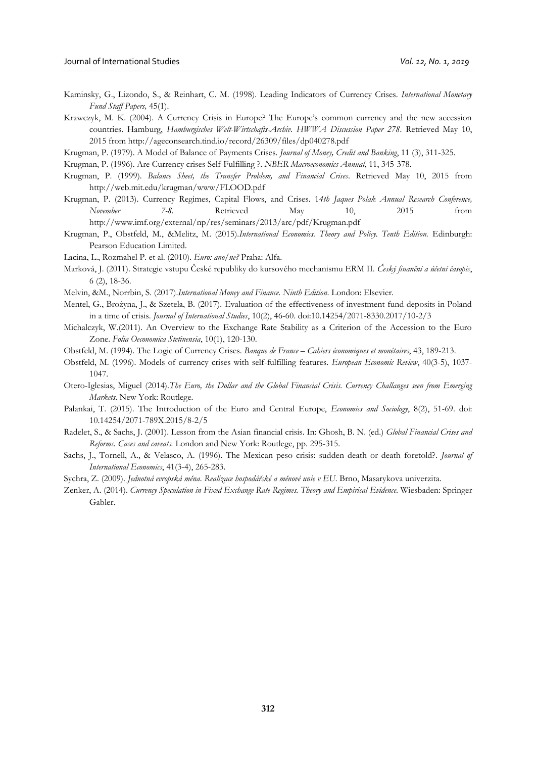Kaminsky, G., Lizondo, S., & Reinhart, C. M. (1998). Leading Indicators of Currency Crises. *International Monetary Fund Staff Papers,* 45(1).

Krawczyk, M. K. (2004). A Currency Crisis in Europe? The Europe's common currency and the new accession countries. Hamburg, *Hamburgisches Welt-Wirtschafts-Archiv. HWWA Discussion Paper 278*. Retrieved May 10, 2015 from http://ageconsearch.tind.io/record/26309/files/dp040278.pdf

Krugman, P. (1979). A Model of Balance of Payments Crises. *Journal of Money, Credit and Banking*, 11 (3), 311-325.

Krugman, P. (1996). Are Currency crises Self-Fulfilling ?. *NBER Macroeconomics Annual*, 11, 345-378.

Krugman, P. (1999). *Balance Sheet, the Transfer Problem, and Financial Crises*. Retrieved May 10, 2015 from http://web.mit.edu/krugman/www/FLOOD.pdf

Krugman, P. (2013). Currency Regimes, Capital Flows, and Crises. 1*4th Jaques Polak Annual Research Conference, November 7-8*. Retrieved May 10, 2015 from http://www.imf.org/external/np/res/seminars/2013/arc/pdf/Krugman.pdf

Krugman, P., Obstfeld, M., &Melitz, M. (2015).*International Economics. Theory and Policy. Tenth Edition.* Edinburgh: Pearson Education Limited.

Lacina, L., Rozmahel P. et al. (2010). *Euro: ano/ne?* Praha: Alfa.

Marková, J. (2011). Strategie vstupu České republiky do kursového mechanismu ERM II. *Český finanční a účetní časopis*, 6 (2), 18-36.

Melvin, &M., Norrbin, S. (2017).*International Money and Finance. Ninth Edition.* London: Elsevier.

Mentel, G., Brożyna, J., & Szetela, B. (2017). Evaluation of the effectiveness of investment fund deposits in Poland in a time of crisis. *Journal of International Studies*, 10(2), 46-60. doi:10.14254/2071-8330.2017/10-2/3

Michalczyk, W.(2011). An Overview to the Exchange Rate Stability as a Criterion of the Accession to the Euro Zone. *Folia Oeconomica Stetinensia*, 10(1), 120-130.

Obstfeld, M. (1994). The Logic of Currency Crises. *Banque de France – Cahiers économiques et monétaires*, 43, 189-213.

Obstfeld, M. (1996). Models of currency crises with self-fulfilling features. *European Economic Review*, 40(3-5), 1037-1047.

Otero-Iglesias, Miguel (2014).*The Euro, the Dollar and the Global Financial Crisis. Currency Challanges seen from Emerging Markets*. New York: Routlege.

Palankai, T. (2015). The Introduction of the Euro and Central Europe, *Economics and Sociology*, 8(2), 51-69. doi: 10.14254/2071-789X.2015/8-2/5

Radelet, S., & Sachs, J. (2001). Lesson from the Asian financial crisis. In: Ghosh, B. N. (ed.) *Global Financial Crises and Reforms. Cases and caveats.* London and New York: Routlege, pp. 295-315.

Sachs, J., Tornell, A., & Velasco, A. (1996). The Mexican peso crisis: sudden death or death foretold?. *Journal of International Economics*, 41(3-4), 265-283.

Sychra, Z. (2009). *Jednotná evropská měna. Realizace hospodářské a měnové unie v EU.* Brno, Masarykova univerzita.

Zenker, A. (2014). *Currency Speculation in Fixed Exchange Rate Regimes. Theory and Empirical Evidence.* Wiesbaden: Springer Gabler.